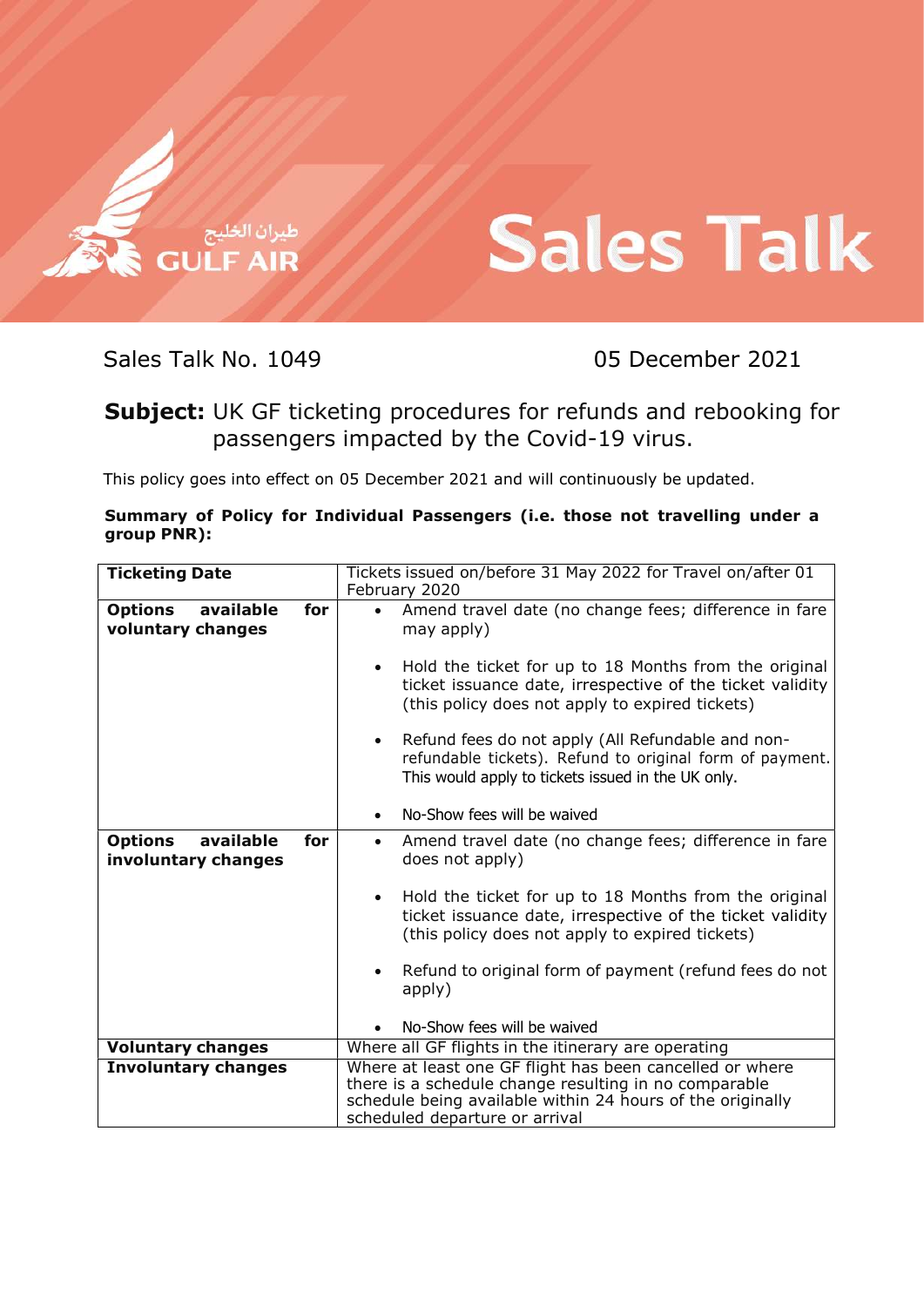طيران الخليج
GULF AIR

# Sales Talk

Sales Talk No. 1049 — 05 December 2021

**Subject:** UK GF ticketing procedures for refunds and rebooking for passengers impacted by the Covid-19 virus.

This policy goes into effect on 05 December 2021 and will continuously be updated.

**Summary of Policy for Individual Passengers (i.e. those not travelling under a group PNR):**

| **Ticketing Date** | Tickets issued on/before 31 May 2022 for Travel on/after 01 February 2020 |
|---|---|
| **Options available for voluntary changes** | • Amend travel date (no change fees; difference in fare may apply)<br>• Hold the ticket for up to 18 Months from the original ticket issuance date, irrespective of the ticket validity (this policy does not apply to expired tickets)<br>• Refund fees do not apply (All Refundable and non-refundable tickets). Refund to original form of payment. This would apply to tickets issued in the UK only.<br>• No-Show fees will be waived |
| **Options available for involuntary changes** | • Amend travel date (no change fees; difference in fare does not apply)<br>• Hold the ticket for up to 18 Months from the original ticket issuance date, irrespective of the ticket validity (this policy does not apply to expired tickets)<br>• Refund to original form of payment (refund fees do not apply)<br>• No-Show fees will be waived |
| **Voluntary changes** | Where all GF flights in the itinerary are operating |
| **Involuntary changes** | Where at least one GF flight has been cancelled or where there is a schedule change resulting in no comparable schedule being available within 24 hours of the originally scheduled departure or arrival |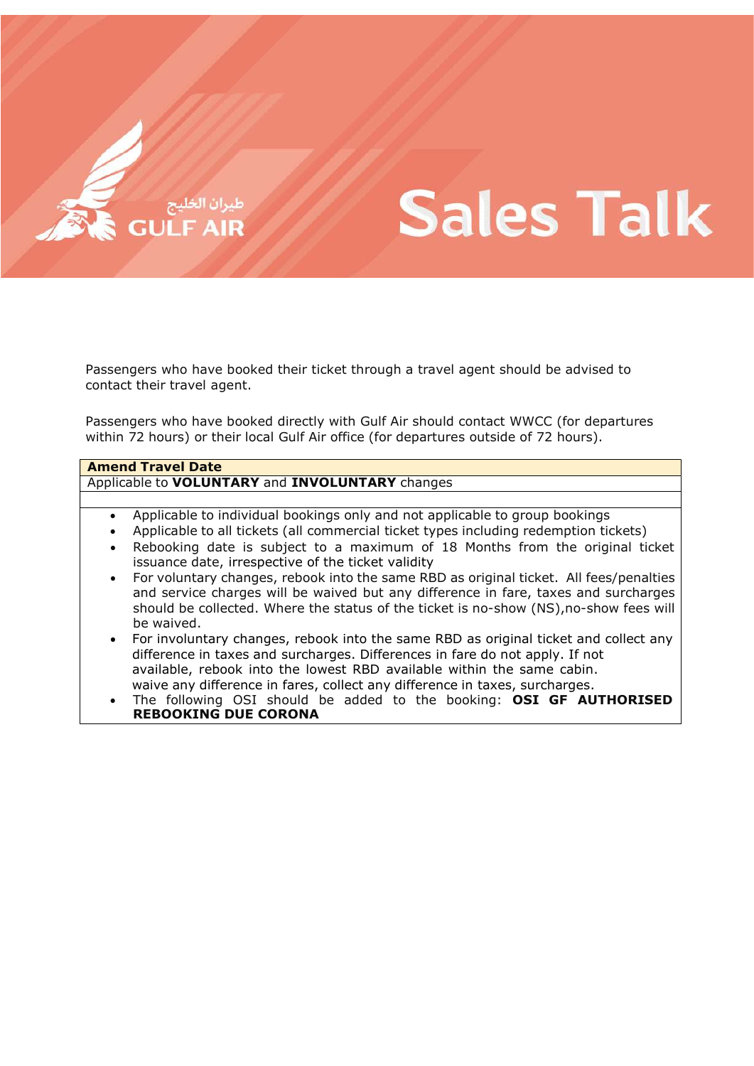Passengers who have booked their ticket through a travel agent should be advised to contact their travel agent.

Passengers who have booked directly with Gulf Air should contact WWCC (for departures within 72 hours) or their local Gulf Air office (for departures outside of 72 hours).

| **Amend Travel Date** |
| --- |
| Applicable to **VOLUNTARY** and **INVOLUNTARY** changes |
| |
| • Applicable to individual bookings only and not applicable to group bookings<br>• Applicable to all tickets (all commercial ticket types including redemption tickets)<br>• Rebooking date is subject to a maximum of 18 Months from the original ticket issuance date, irrespective of the ticket validity<br>• For voluntary changes, rebook into the same RBD as original ticket. All fees/penalties and service charges will be waived but any difference in fare, taxes and surcharges should be collected. Where the status of the ticket is no-show (NS),no-show fees will be waived.<br>• For involuntary changes, rebook into the same RBD as original ticket and collect any difference in taxes and surcharges. Differences in fare do not apply. If not available, rebook into the lowest RBD available within the same cabin. waive any difference in fares, collect any difference in taxes, surcharges.<br>• The following OSI should be added to the booking: **OSI GF AUTHORISED REBOOKING DUE CORONA** |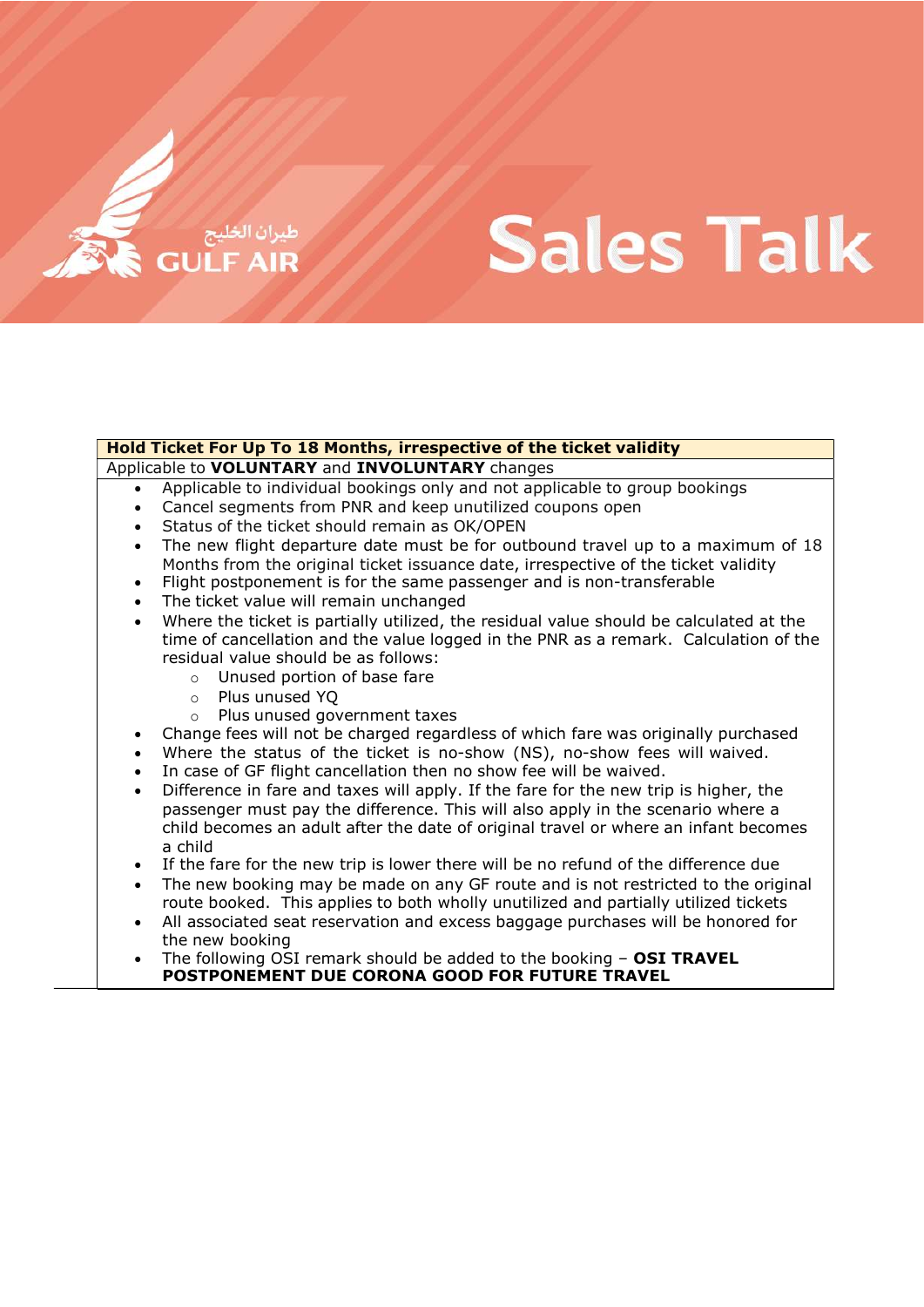طيران الخليج
GULF AIR

# Sales Talk

| Hold Ticket For Up To 18 Months, irrespective of the ticket validity |
|---|
| Applicable to **VOLUNTARY** and **INVOLUNTARY** changes |

- Applicable to individual bookings only and not applicable to group bookings
- Cancel segments from PNR and keep unutilized coupons open
- Status of the ticket should remain as OK/OPEN
- The new flight departure date must be for outbound travel up to a maximum of 18 Months from the original ticket issuance date, irrespective of the ticket validity
- Flight postponement is for the same passenger and is non-transferable
- The ticket value will remain unchanged
- Where the ticket is partially utilized, the residual value should be calculated at the time of cancellation and the value logged in the PNR as a remark. Calculation of the residual value should be as follows:
  - Unused portion of base fare
  - Plus unused YQ
  - Plus unused government taxes
- Change fees will not be charged regardless of which fare was originally purchased
- Where the status of the ticket is no-show (NS), no-show fees will waived.
- In case of GF flight cancellation then no show fee will be waived.
- Difference in fare and taxes will apply. If the fare for the new trip is higher, the passenger must pay the difference. This will also apply in the scenario where a child becomes an adult after the date of original travel or where an infant becomes a child
- If the fare for the new trip is lower there will be no refund of the difference due
- The new booking may be made on any GF route and is not restricted to the original route booked. This applies to both wholly unutilized and partially utilized tickets
- All associated seat reservation and excess baggage purchases will be honored for the new booking
- The following OSI remark should be added to the booking – **OSI TRAVEL POSTPONEMENT DUE CORONA GOOD FOR FUTURE TRAVEL**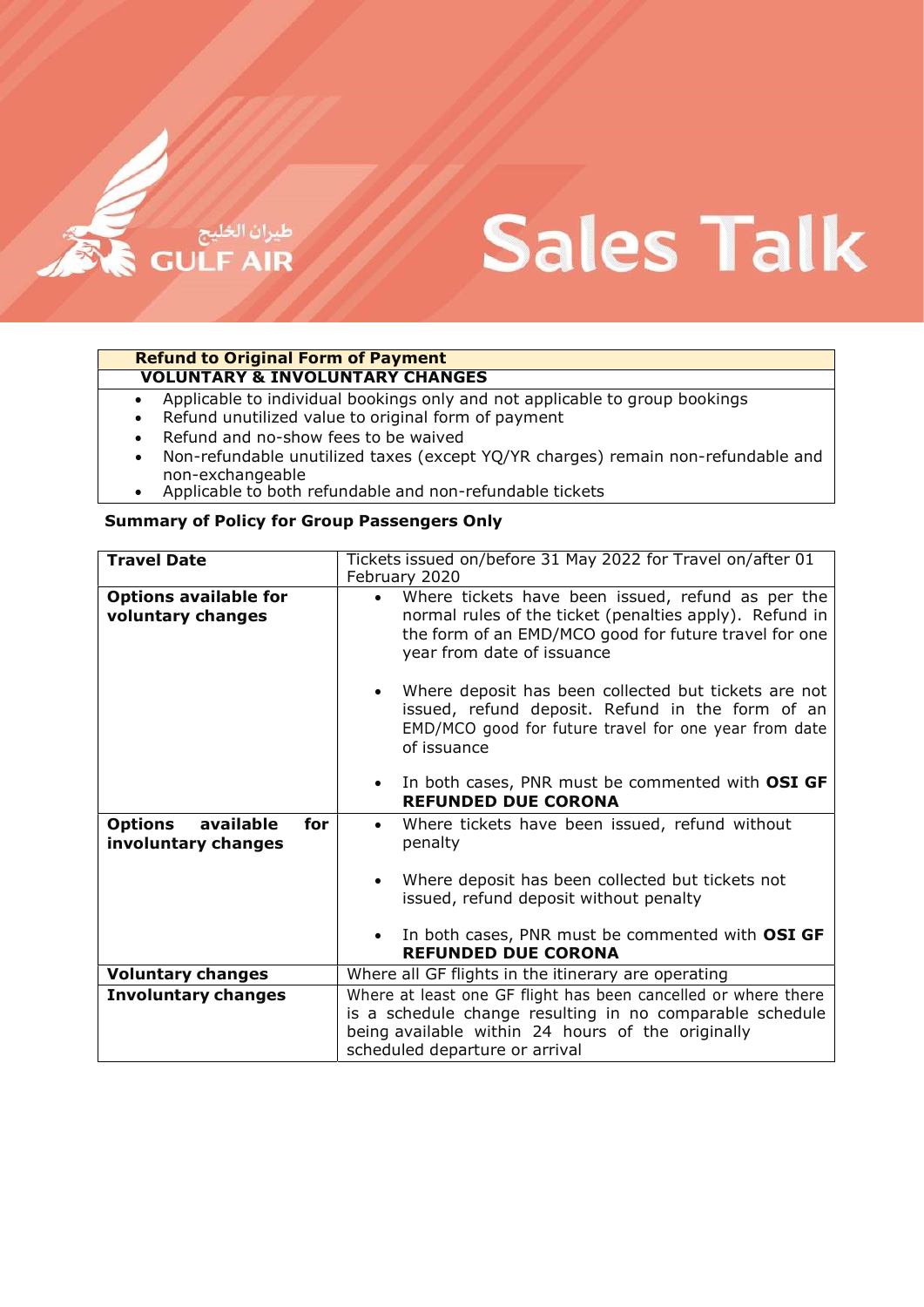| Refund to Original Form of Payment |
|---|
| **VOLUNTARY & INVOLUNTARY CHANGES** |
| • Applicable to individual bookings only and not applicable to group bookings<br>• Refund unutilized value to original form of payment<br>• Refund and no-show fees to be waived<br>• Non-refundable unutilized taxes (except YQ/YR charges) remain non-refundable and non-exchangeable<br>• Applicable to both refundable and non-refundable tickets |

**Summary of Policy for Group Passengers Only**

| | |
|---|---|
| **Travel Date** | Tickets issued on/before 31 May 2022 for Travel on/after 01 February 2020 |
| **Options available for voluntary changes** | • Where tickets have been issued, refund as per the normal rules of the ticket (penalties apply). Refund in the form of an EMD/MCO good for future travel for one year from date of issuance<br><br>• Where deposit has been collected but tickets are not issued, refund deposit. Refund in the form of an EMD/MCO good for future travel for one year from date of issuance<br><br>• In both cases, PNR must be commented with **OSI GF REFUNDED DUE CORONA** |
| **Options available for involuntary changes** | • Where tickets have been issued, refund without penalty<br><br>• Where deposit has been collected but tickets not issued, refund deposit without penalty<br><br>• In both cases, PNR must be commented with **OSI GF REFUNDED DUE CORONA** |
| **Voluntary changes** | Where all GF flights in the itinerary are operating |
| **Involuntary changes** | Where at least one GF flight has been cancelled or where there is a schedule change resulting in no comparable schedule being available within 24 hours of the originally scheduled departure or arrival |